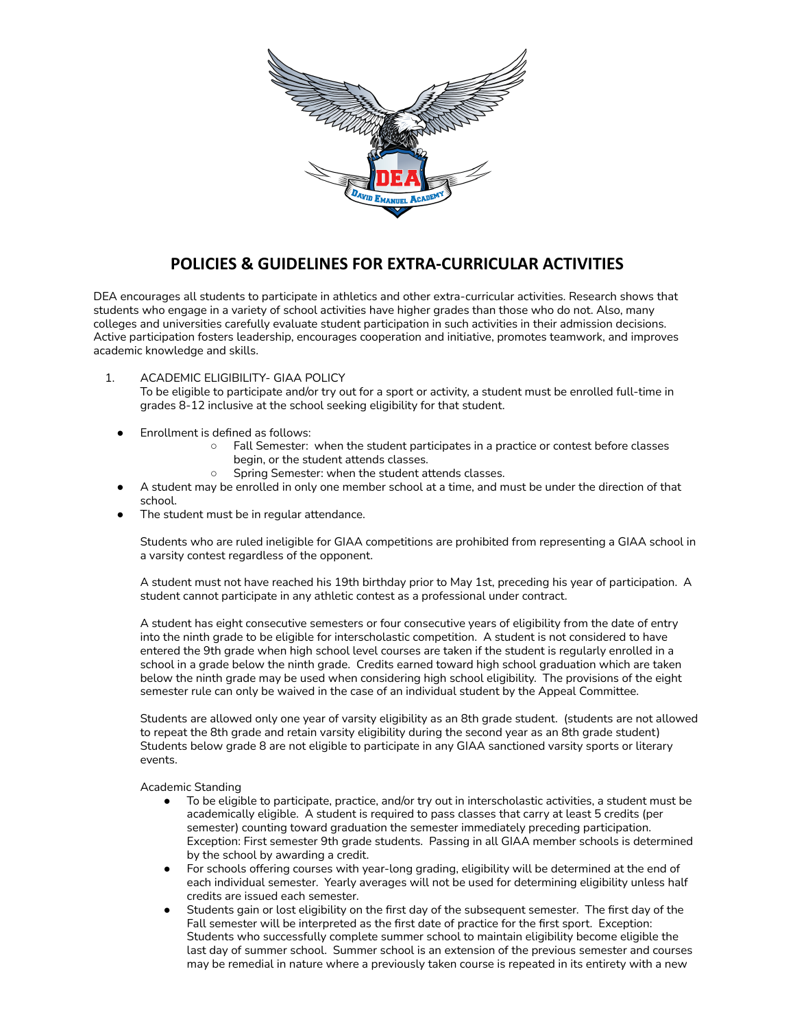# POLICIES & GUIDELINES FOR EXTRA-CURRICULAR ACTIVITIES

DEA encourages all students to participate in athletics and other extra-curricular activities. Research shows that students who engage in a variety of school activities have higher grades than those who do not. Also, many colleges and universities carefully evaluate student participation in such activities in their admission decisions. Active participation fosters leadership, encourages cooperation and initiative, promotes teamwork, and improves academic knowledge and skills.

1. ACADEMIC ELIGIBILITY- GIAA POLICY
   To be eligible to participate and/or try out for a sport or activity, a student must be enrolled full-time in grades 8-12 inclusive at the school seeking eligibility for that student.

- Enrollment is defined as follows:
  - Fall Semester: when the student participates in a practice or contest before classes begin, or the student attends classes.
  - Spring Semester: when the student attends classes.
- A student may be enrolled in only one member school at a time, and must be under the direction of that school.
- The student must be in regular attendance.

Students who are ruled ineligible for GIAA competitions are prohibited from representing a GIAA school in a varsity contest regardless of the opponent.

A student must not have reached his 19th birthday prior to May 1st, preceding his year of participation. A student cannot participate in any athletic contest as a professional under contract.

A student has eight consecutive semesters or four consecutive years of eligibility from the date of entry into the ninth grade to be eligible for interscholastic competition. A student is not considered to have entered the 9th grade when high school level courses are taken if the student is regularly enrolled in a school in a grade below the ninth grade. Credits earned toward high school graduation which are taken below the ninth grade may be used when considering high school eligibility. The provisions of the eight semester rule can only be waived in the case of an individual student by the Appeal Committee.

Students are allowed only one year of varsity eligibility as an 8th grade student. (students are not allowed to repeat the 8th grade and retain varsity eligibility during the second year as an 8th grade student) Students below grade 8 are not eligible to participate in any GIAA sanctioned varsity sports or literary events.

Academic Standing

- To be eligible to participate, practice, and/or try out in interscholastic activities, a student must be academically eligible. A student is required to pass classes that carry at least 5 credits (per semester) counting toward graduation the semester immediately preceding participation. Exception: First semester 9th grade students. Passing in all GIAA member schools is determined by the school by awarding a credit.
- For schools offering courses with year-long grading, eligibility will be determined at the end of each individual semester. Yearly averages will not be used for determining eligibility unless half credits are issued each semester.
- Students gain or lost eligibility on the first day of the subsequent semester. The first day of the Fall semester will be interpreted as the first date of practice for the first sport. Exception: Students who successfully complete summer school to maintain eligibility become eligible the last day of summer school. Summer school is an extension of the previous semester and courses may be remedial in nature where a previously taken course is repeated in its entirety with a new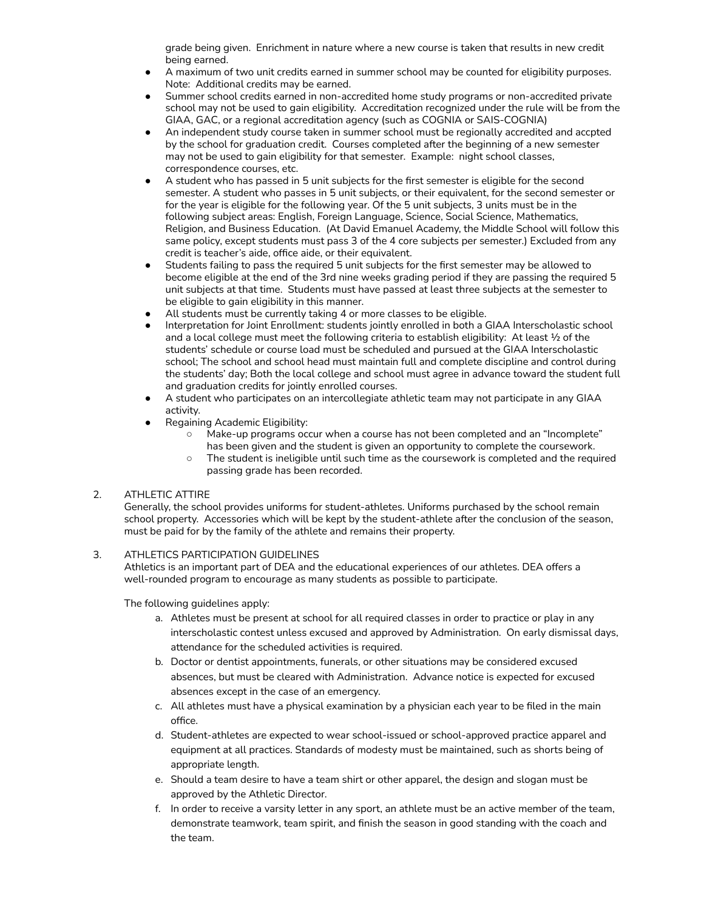grade being given. Enrichment in nature where a new course is taken that results in new credit being earned.

- A maximum of two unit credits earned in summer school may be counted for eligibility purposes. Note: Additional credits may be earned.
- Summer school credits earned in non-accredited home study programs or non-accredited private school may not be used to gain eligibility. Accreditation recognized under the rule will be from the GIAA, GAC, or a regional accreditation agency (such as COGNIA or SAIS-COGNIA)
- An independent study course taken in summer school must be regionally accredited and accpted by the school for graduation credit. Courses completed after the beginning of a new semester may not be used to gain eligibility for that semester. Example: night school classes, correspondence courses, etc.
- A student who has passed in 5 unit subjects for the first semester is eligible for the second semester. A student who passes in 5 unit subjects, or their equivalent, for the second semester or for the year is eligible for the following year. Of the 5 unit subjects, 3 units must be in the following subject areas: English, Foreign Language, Science, Social Science, Mathematics, Religion, and Business Education. (At David Emanuel Academy, the Middle School will follow this same policy, except students must pass 3 of the 4 core subjects per semester.) Excluded from any credit is teacher's aide, office aide, or their equivalent.
- Students failing to pass the required 5 unit subjects for the first semester may be allowed to become eligible at the end of the 3rd nine weeks grading period if they are passing the required 5 unit subjects at that time. Students must have passed at least three subjects at the semester to be eligible to gain eligibility in this manner.
- All students must be currently taking 4 or more classes to be eligible.
- Interpretation for Joint Enrollment: students jointly enrolled in both a GIAA Interscholastic school and a local college must meet the following criteria to establish eligibility: At least ½ of the students' schedule or course load must be scheduled and pursued at the GIAA Interscholastic school; The school and school head must maintain full and complete discipline and control during the students' day; Both the local college and school must agree in advance toward the student full and graduation credits for jointly enrolled courses.
- A student who participates on an intercollegiate athletic team may not participate in any GIAA activity.
- Regaining Academic Eligibility:
  - Make-up programs occur when a course has not been completed and an "Incomplete" has been given and the student is given an opportunity to complete the coursework.
  - The student is ineligible until such time as the coursework is completed and the required passing grade has been recorded.

2. ATHLETIC ATTIRE

Generally, the school provides uniforms for student-athletes. Uniforms purchased by the school remain school property. Accessories which will be kept by the student-athlete after the conclusion of the season, must be paid for by the family of the athlete and remains their property.

3. ATHLETICS PARTICIPATION GUIDELINES

Athletics is an important part of DEA and the educational experiences of our athletes. DEA offers a well-rounded program to encourage as many students as possible to participate.

The following guidelines apply:

a. Athletes must be present at school for all required classes in order to practice or play in any interscholastic contest unless excused and approved by Administration. On early dismissal days, attendance for the scheduled activities is required.

b. Doctor or dentist appointments, funerals, or other situations may be considered excused absences, but must be cleared with Administration. Advance notice is expected for excused absences except in the case of an emergency.

c. All athletes must have a physical examination by a physician each year to be filed in the main office.

d. Student-athletes are expected to wear school-issued or school-approved practice apparel and equipment at all practices. Standards of modesty must be maintained, such as shorts being of appropriate length.

e. Should a team desire to have a team shirt or other apparel, the design and slogan must be approved by the Athletic Director.

f. In order to receive a varsity letter in any sport, an athlete must be an active member of the team, demonstrate teamwork, team spirit, and finish the season in good standing with the coach and the team.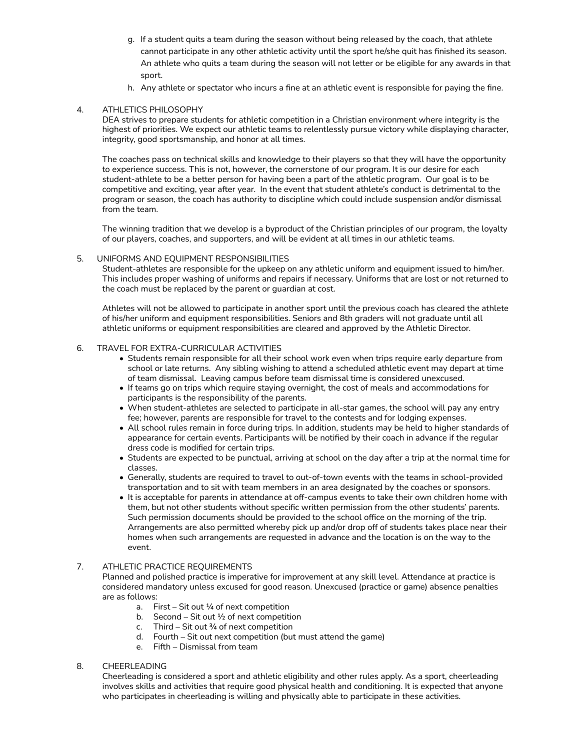g. If a student quits a team during the season without being released by the coach, that athlete cannot participate in any other athletic activity until the sport he/she quit has finished its season. An athlete who quits a team during the season will not letter or be eligible for any awards in that sport.

h. Any athlete or spectator who incurs a fine at an athletic event is responsible for paying the fine.

4. ATHLETICS PHILOSOPHY

DEA strives to prepare students for athletic competition in a Christian environment where integrity is the highest of priorities. We expect our athletic teams to relentlessly pursue victory while displaying character, integrity, good sportsmanship, and honor at all times.

The coaches pass on technical skills and knowledge to their players so that they will have the opportunity to experience success. This is not, however, the cornerstone of our program. It is our desire for each student-athlete to be a better person for having been a part of the athletic program. Our goal is to be competitive and exciting, year after year. In the event that student athlete's conduct is detrimental to the program or season, the coach has authority to discipline which could include suspension and/or dismissal from the team.

The winning tradition that we develop is a byproduct of the Christian principles of our program, the loyalty of our players, coaches, and supporters, and will be evident at all times in our athletic teams.

5. UNIFORMS AND EQUIPMENT RESPONSIBILITIES

Student-athletes are responsible for the upkeep on any athletic uniform and equipment issued to him/her. This includes proper washing of uniforms and repairs if necessary. Uniforms that are lost or not returned to the coach must be replaced by the parent or guardian at cost.

Athletes will not be allowed to participate in another sport until the previous coach has cleared the athlete of his/her uniform and equipment responsibilities. Seniors and 8th graders will not graduate until all athletic uniforms or equipment responsibilities are cleared and approved by the Athletic Director.

6. TRAVEL FOR EXTRA-CURRICULAR ACTIVITIES

- Students remain responsible for all their school work even when trips require early departure from school or late returns. Any sibling wishing to attend a scheduled athletic event may depart at time of team dismissal. Leaving campus before team dismissal time is considered unexcused.
- If teams go on trips which require staying overnight, the cost of meals and accommodations for participants is the responsibility of the parents.
- When student-athletes are selected to participate in all-star games, the school will pay any entry fee; however, parents are responsible for travel to the contests and for lodging expenses.
- All school rules remain in force during trips. In addition, students may be held to higher standards of appearance for certain events. Participants will be notified by their coach in advance if the regular dress code is modified for certain trips.
- Students are expected to be punctual, arriving at school on the day after a trip at the normal time for classes.
- Generally, students are required to travel to out-of-town events with the teams in school-provided transportation and to sit with team members in an area designated by the coaches or sponsors.
- It is acceptable for parents in attendance at off-campus events to take their own children home with them, but not other students without specific written permission from the other students' parents. Such permission documents should be provided to the school office on the morning of the trip. Arrangements are also permitted whereby pick up and/or drop off of students takes place near their homes when such arrangements are requested in advance and the location is on the way to the event.

7. ATHLETIC PRACTICE REQUIREMENTS

Planned and polished practice is imperative for improvement at any skill level. Attendance at practice is considered mandatory unless excused for good reason. Unexcused (practice or game) absence penalties are as follows:

a. First – Sit out ¼ of next competition
b. Second – Sit out ½ of next competition
c. Third – Sit out ¾ of next competition
d. Fourth – Sit out next competition (but must attend the game)
e. Fifth – Dismissal from team

8. CHEERLEADING

Cheerleading is considered a sport and athletic eligibility and other rules apply. As a sport, cheerleading involves skills and activities that require good physical health and conditioning. It is expected that anyone who participates in cheerleading is willing and physically able to participate in these activities.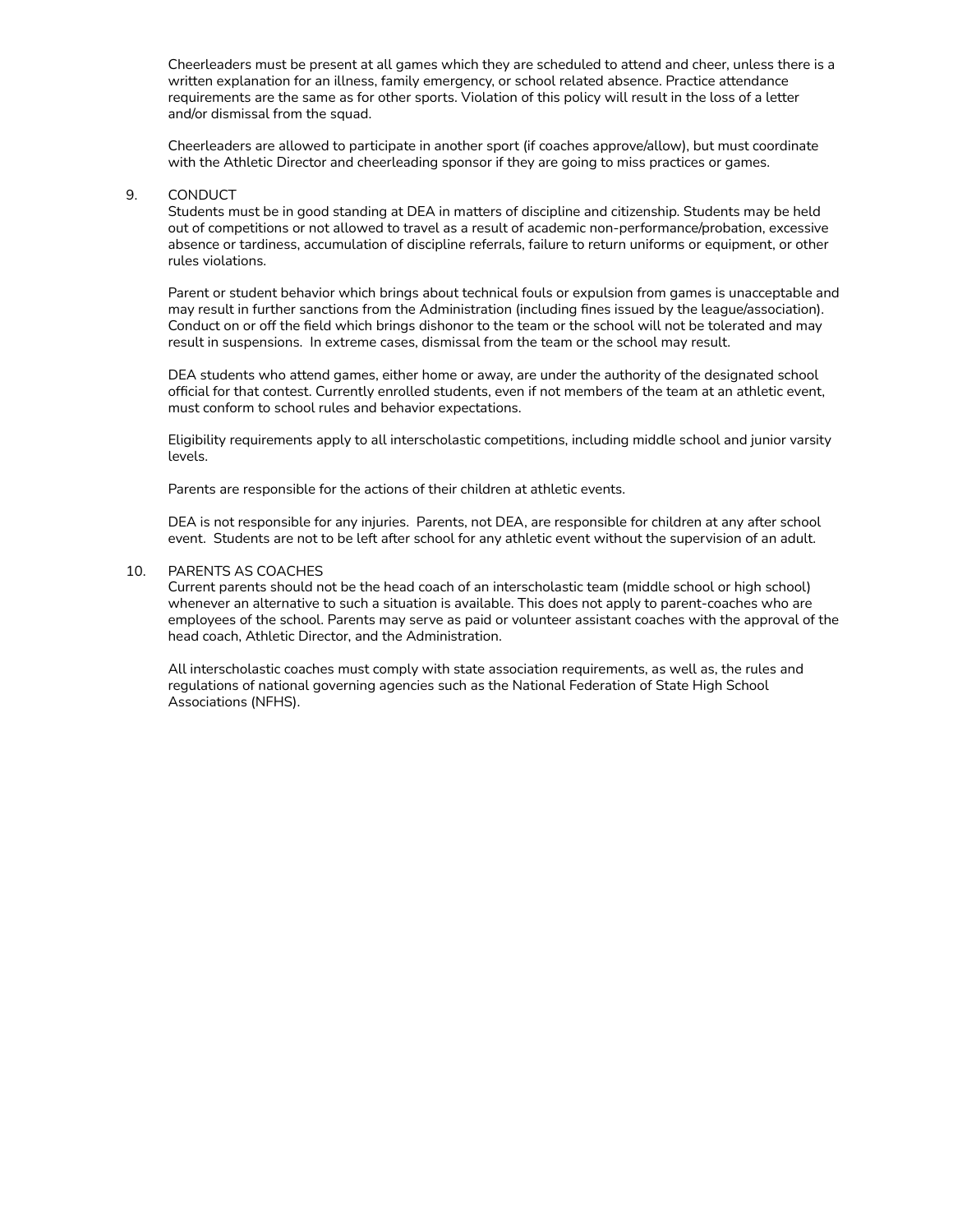Cheerleaders must be present at all games which they are scheduled to attend and cheer, unless there is a written explanation for an illness, family emergency, or school related absence. Practice attendance requirements are the same as for other sports. Violation of this policy will result in the loss of a letter and/or dismissal from the squad.

Cheerleaders are allowed to participate in another sport (if coaches approve/allow), but must coordinate with the Athletic Director and cheerleading sponsor if they are going to miss practices or games.

9. CONDUCT

Students must be in good standing at DEA in matters of discipline and citizenship. Students may be held out of competitions or not allowed to travel as a result of academic non-performance/probation, excessive absence or tardiness, accumulation of discipline referrals, failure to return uniforms or equipment, or other rules violations.

Parent or student behavior which brings about technical fouls or expulsion from games is unacceptable and may result in further sanctions from the Administration (including fines issued by the league/association). Conduct on or off the field which brings dishonor to the team or the school will not be tolerated and may result in suspensions. In extreme cases, dismissal from the team or the school may result.

DEA students who attend games, either home or away, are under the authority of the designated school official for that contest. Currently enrolled students, even if not members of the team at an athletic event, must conform to school rules and behavior expectations.

Eligibility requirements apply to all interscholastic competitions, including middle school and junior varsity levels.

Parents are responsible for the actions of their children at athletic events.

DEA is not responsible for any injuries. Parents, not DEA, are responsible for children at any after school event. Students are not to be left after school for any athletic event without the supervision of an adult.

10. PARENTS AS COACHES

Current parents should not be the head coach of an interscholastic team (middle school or high school) whenever an alternative to such a situation is available. This does not apply to parent-coaches who are employees of the school. Parents may serve as paid or volunteer assistant coaches with the approval of the head coach, Athletic Director, and the Administration.

All interscholastic coaches must comply with state association requirements, as well as, the rules and regulations of national governing agencies such as the National Federation of State High School Associations (NFHS).